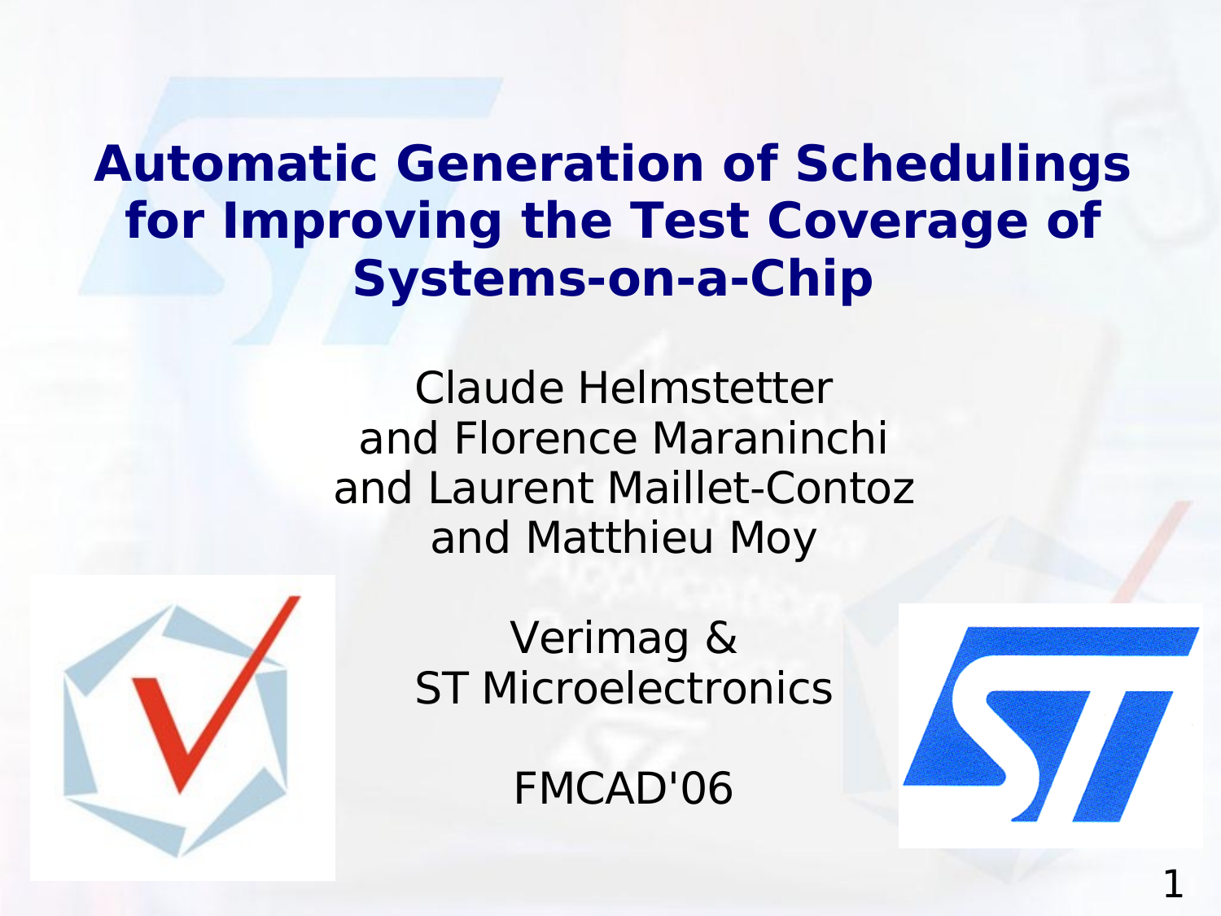# Automatic Generation of Schedulings for Improving the Test Coverage of Systems-on-a-Chip

Claude Helmstetter
and Florence Maraninchi
and Laurent Maillet-Contoz
and Matthieu Moy

Verimag &
ST Microelectronics

FMCAD'06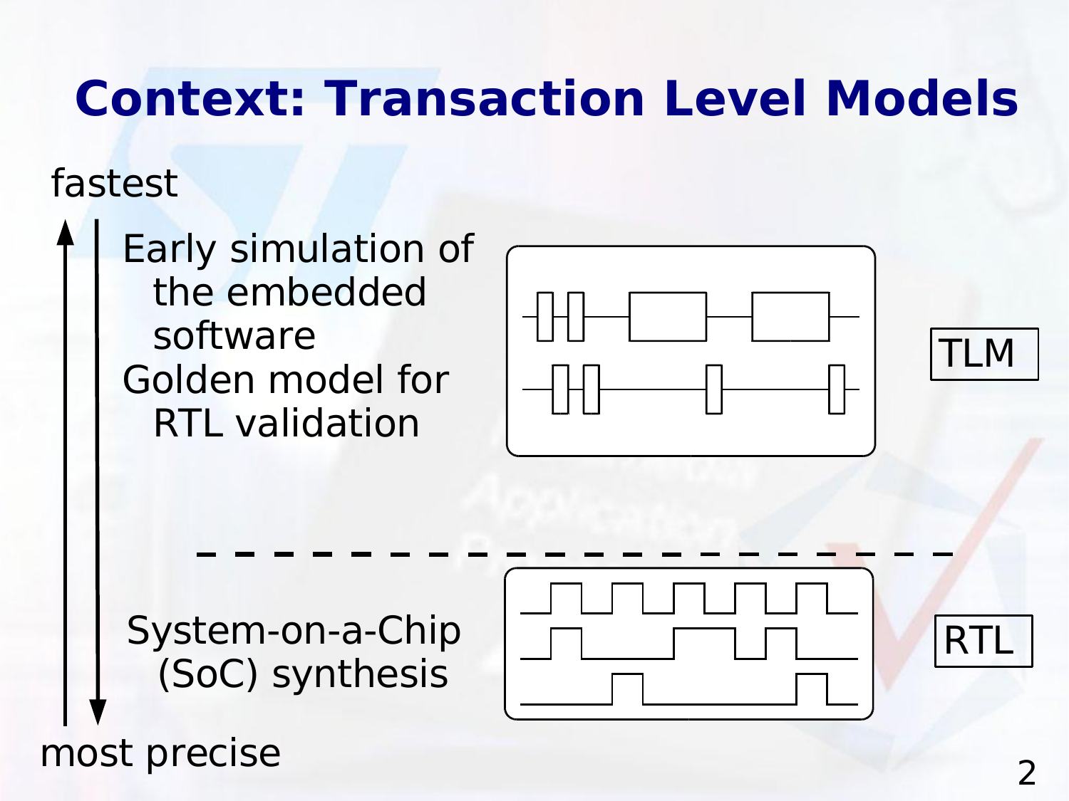# Context: Transaction Level Models

fastest

- Early simulation of the embedded software
- Golden model for RTL validation

TLM

- System-on-a-Chip (SoC) synthesis

RTL

most precise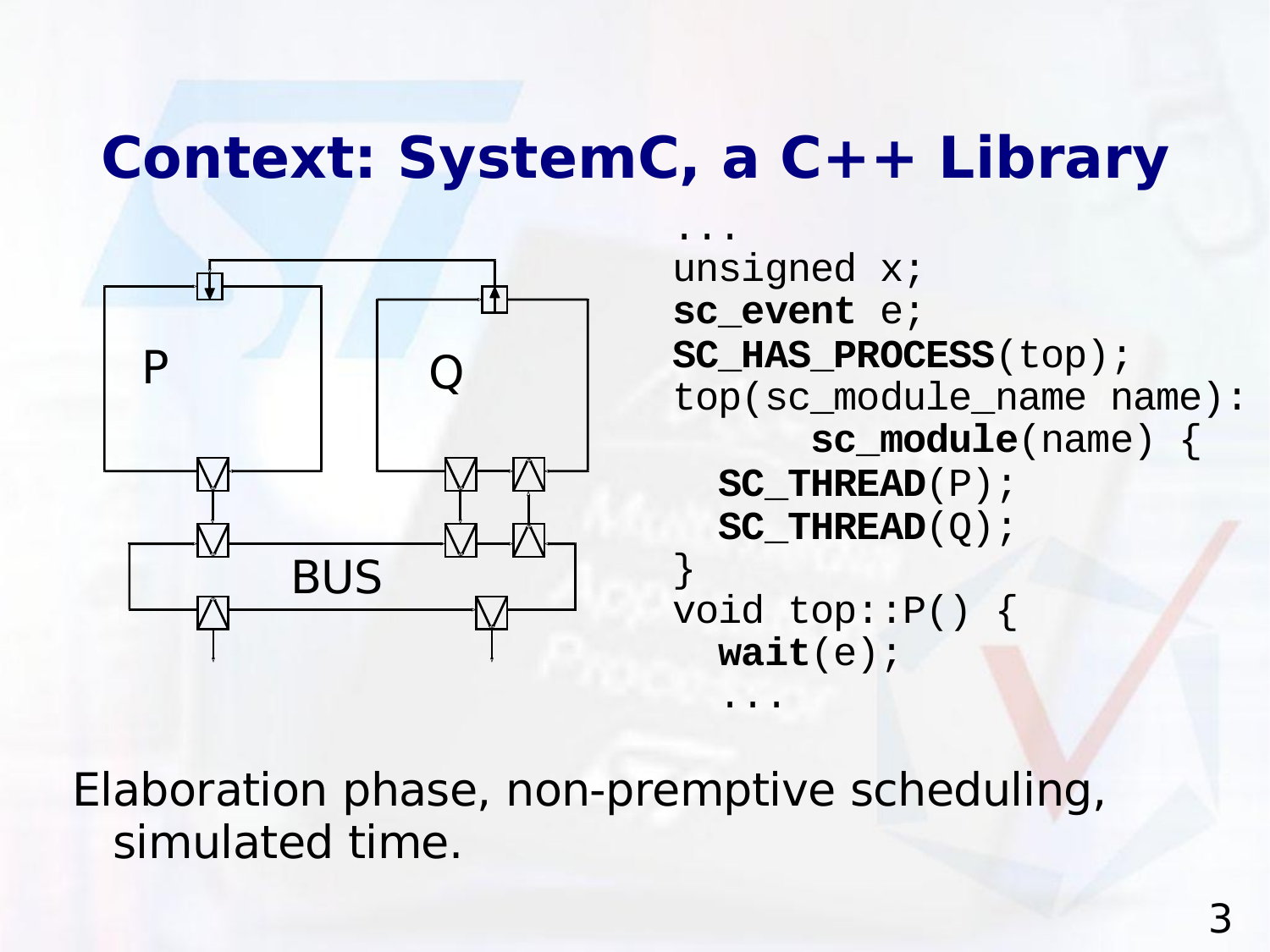# Context: SystemC, a C++ Library

P

Q

BUS

```
...
unsigned x;
sc_event e;
SC_HAS_PROCESS(top);
top(sc_module_name name):
      sc_module(name) {
  SC_THREAD(P);
  SC_THREAD(Q);
}
void top::P() {
  wait(e);
  ...
```

Elaboration phase, non-premptive scheduling, simulated time.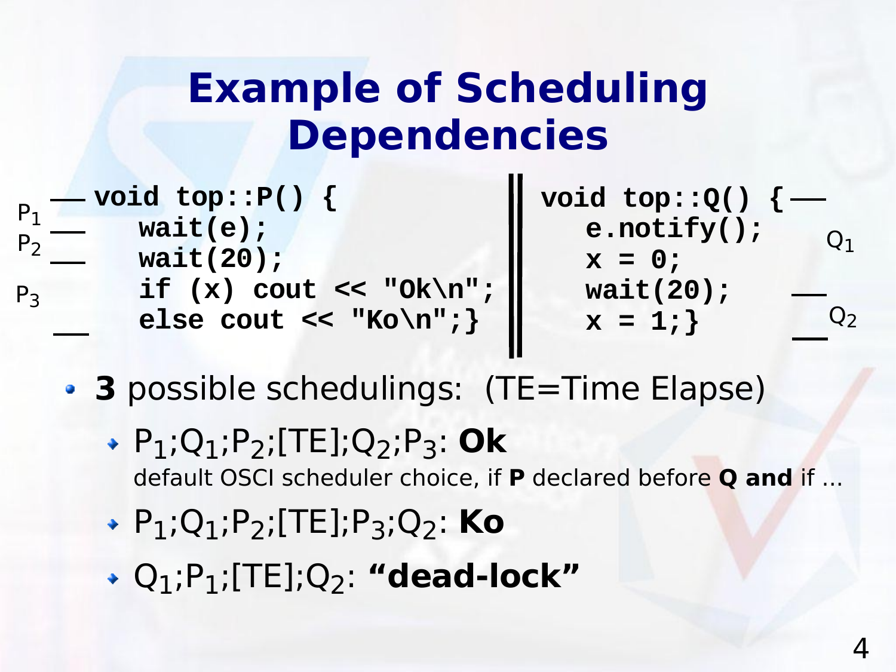# Example of Scheduling Dependencies

```
P1 — void top::P() {
P2 —    wait(e);
   —    wait(20);
P3      if (x) cout << "Ok\n";
   —    else cout << "Ko\n";}
```

```
void top::Q() { —
   e.notify();          Q1
   x = 0;
   wait(20);         —
   x = 1;}          — Q2
```

- **3** possible schedulings: (TE=Time Elapse)
  - $P_1$;$Q_1$;$P_2$;[TE];$Q_2$;$P_3$: **Ok**
    default OSCI scheduler choice, if **P** declared before **Q and** if ...
  - $P_1$;$Q_1$;$P_2$;[TE];$P_3$;$Q_2$: **Ko**
  - $Q_1$;$P_1$;[TE];$Q_2$: **"dead-lock"**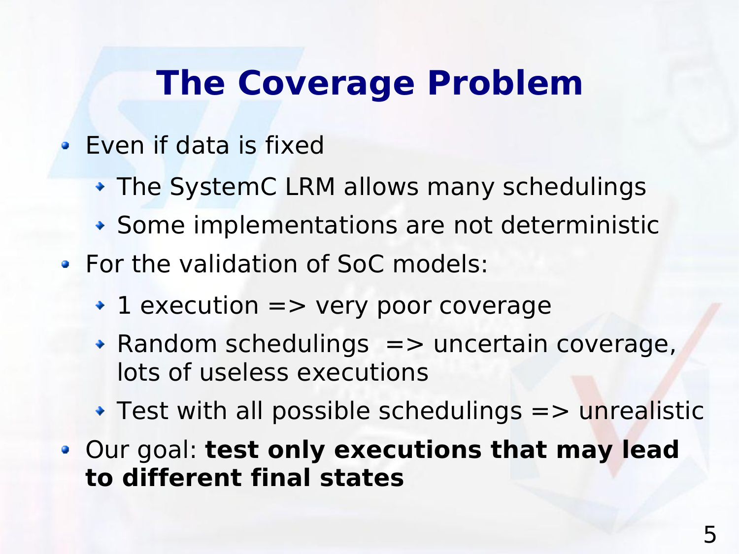# The Coverage Problem

- Even if data is fixed
  - The SystemC LRM allows many schedulings
  - Some implementations are not deterministic
- For the validation of SoC models:
  - 1 execution => very poor coverage
  - Random schedulings => uncertain coverage, lots of useless executions
  - Test with all possible schedulings => unrealistic
- Our goal: **test only executions that may lead to different final states**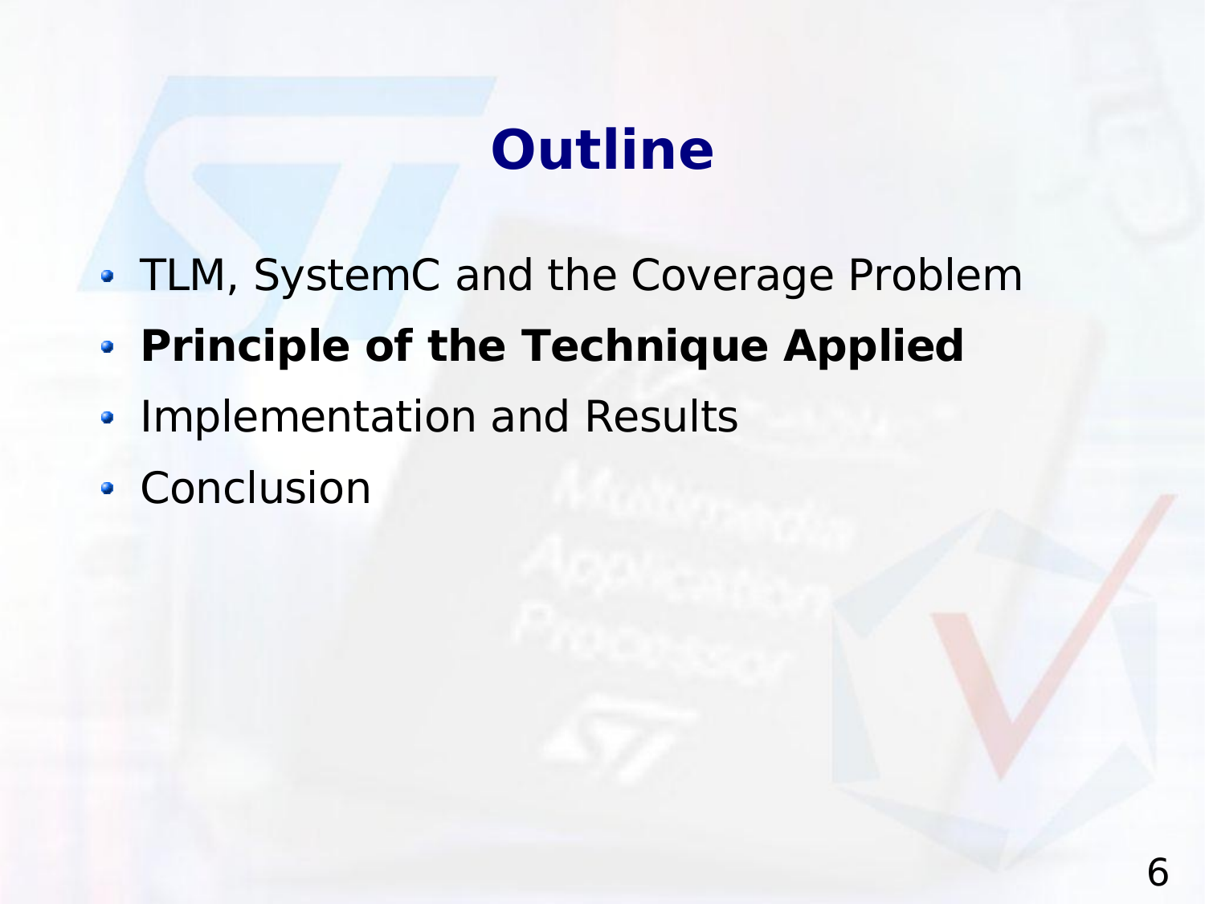# Outline

- TLM, SystemC and the Coverage Problem
- **Principle of the Technique Applied**
- Implementation and Results
- Conclusion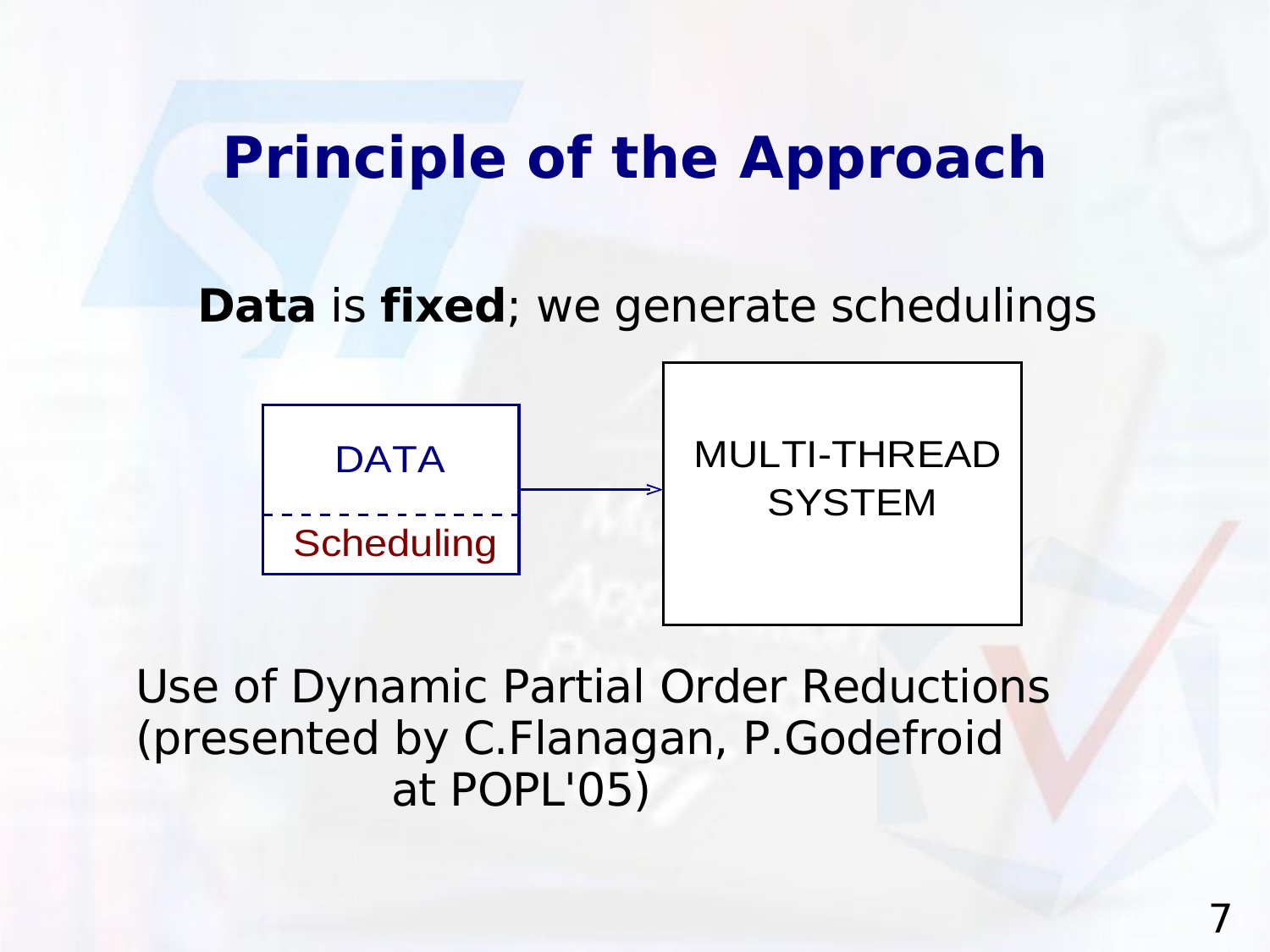# Principle of the Approach

**Data** is **fixed**; we generate schedulings

DATA

Scheduling

MULTI-THREAD SYSTEM

Use of Dynamic Partial Order Reductions (presented by C.Flanagan, P.Godefroid at POPL'05)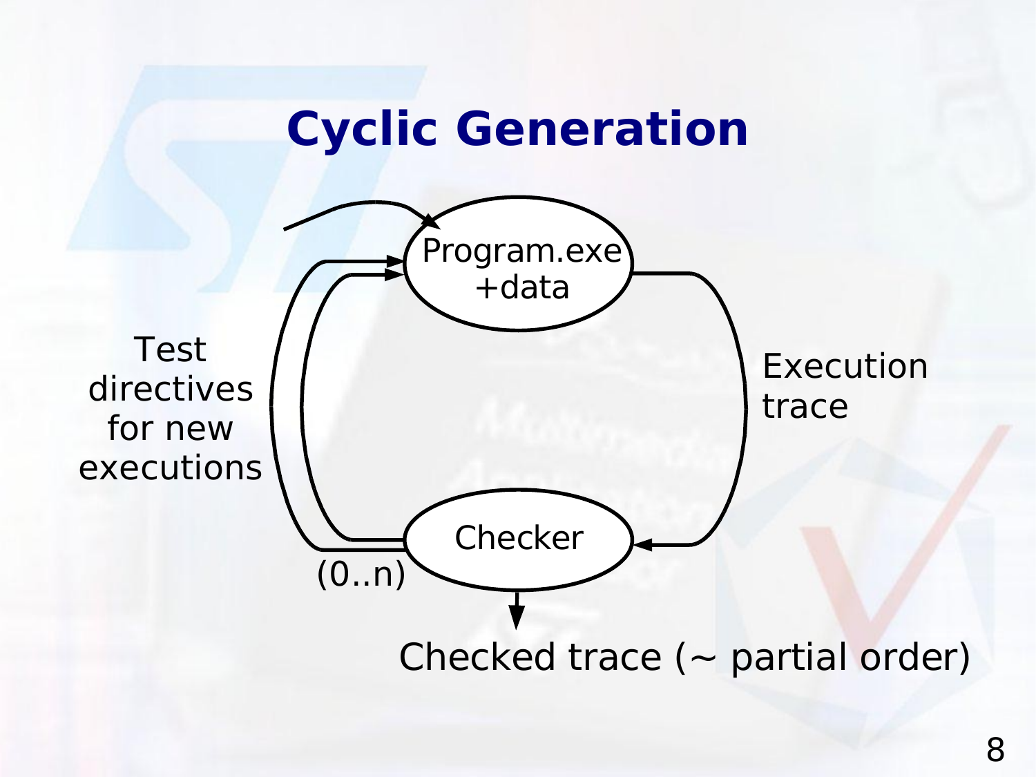# Cyclic Generation

Program.exe +data

Execution trace

Checker

Test directives for new executions

(0..n)

Checked trace (~ partial order)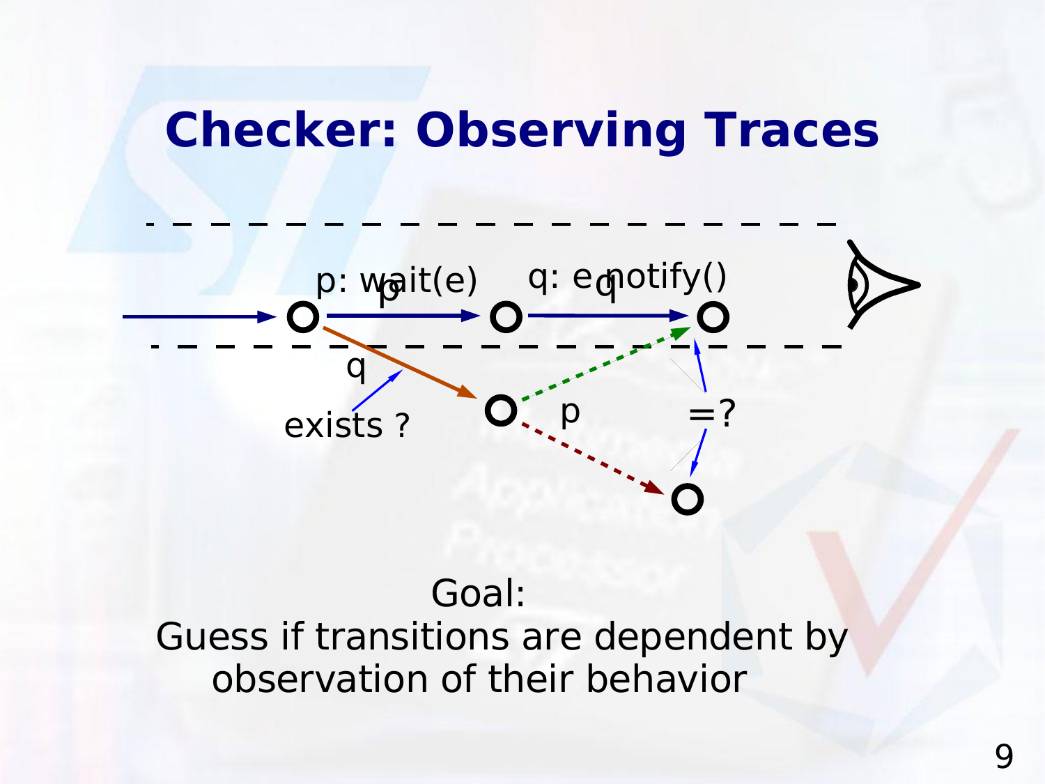# Checker: Observing Traces

p: wait(e)

q: e.notify()

exists ?

=?

Goal:
Guess if transitions are dependent by observation of their behavior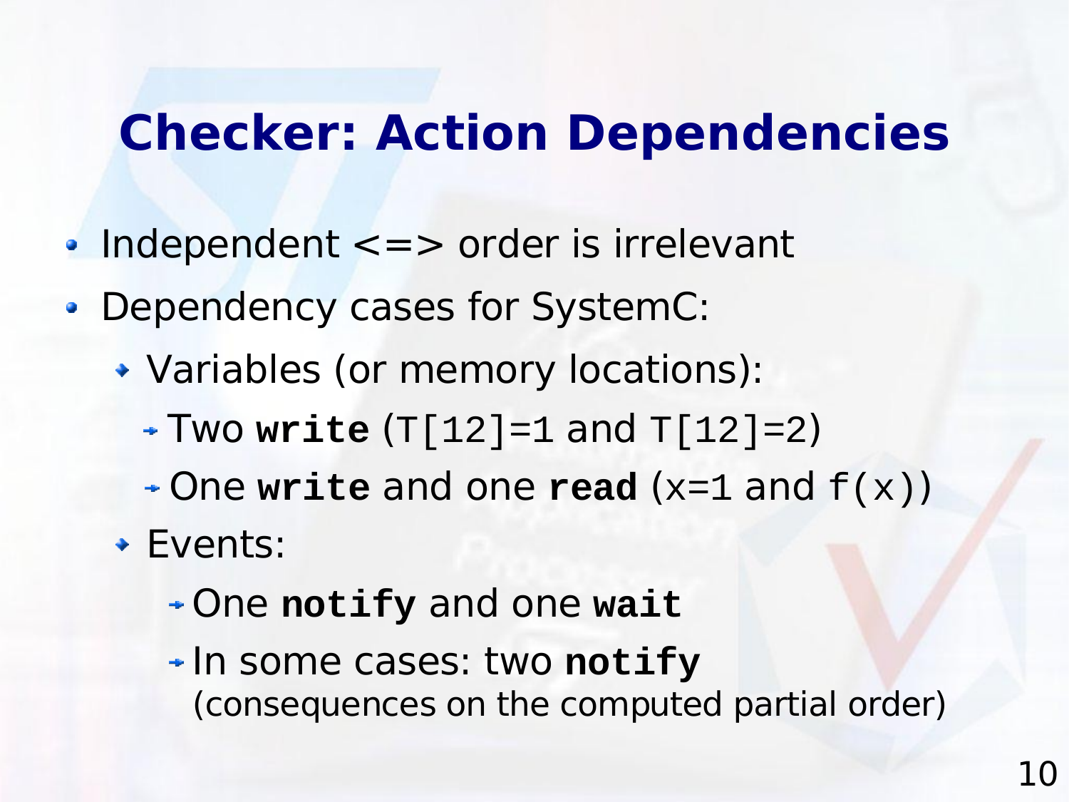# Checker: Action Dependencies

- Independent <=> order is irrelevant
- Dependency cases for SystemC:
  - Variables (or memory locations):
    - Two **`write`** (`T[12]=1` and `T[12]=2`)
    - One **`write`** and one **`read`** (`x=1` and `f(x)`)
  - Events:
    - One **`notify`** and one **`wait`**
    - In some cases: two **`notify`** (consequences on the computed partial order)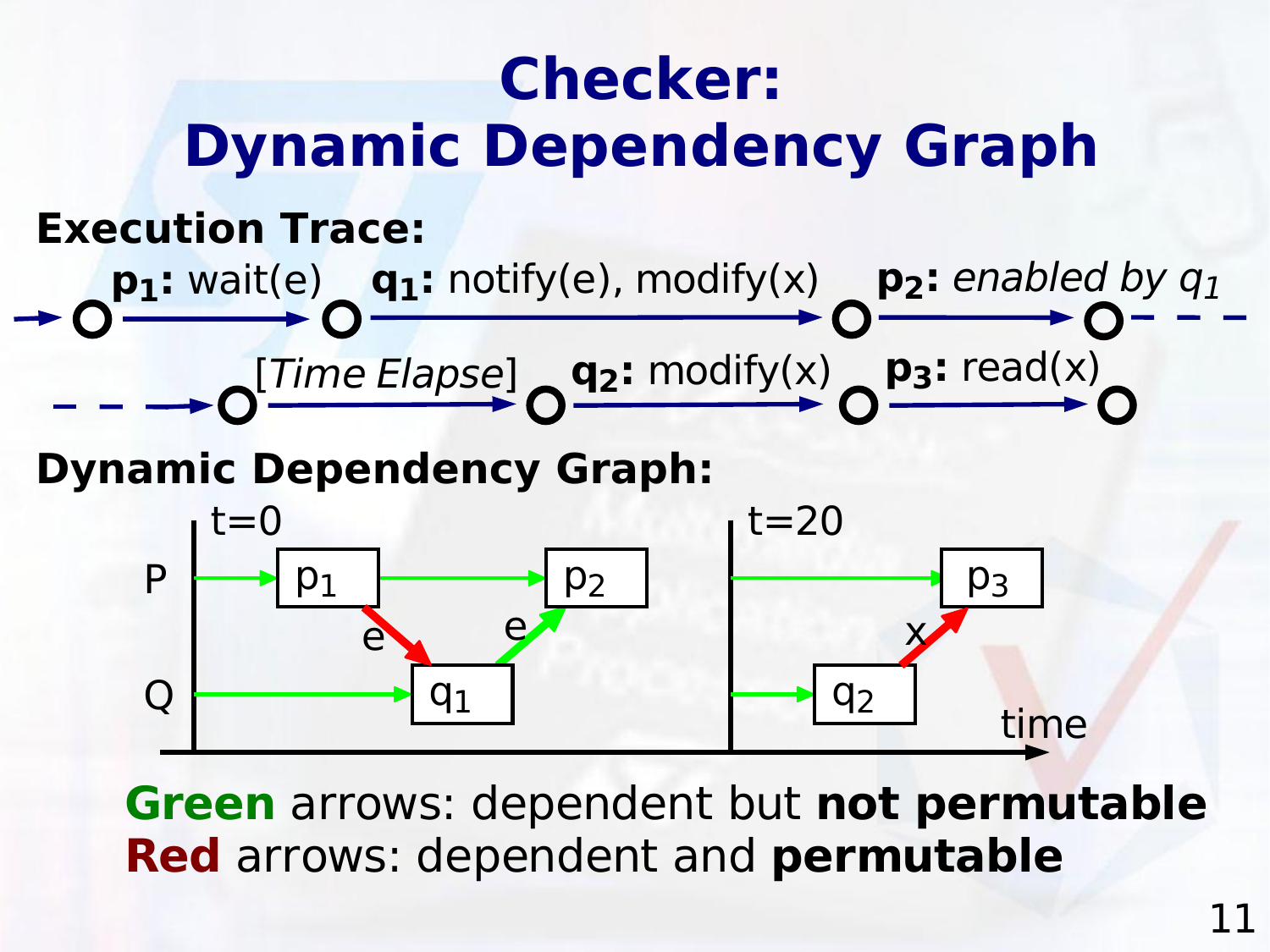# Checker: Dynamic Dependency Graph

**Execution Trace:**

$p_1$: wait(e) → $q_1$: notify(e), modify(x) → $p_2$: *enabled by $q_1$* → [*Time Elapse*] → $q_2$: modify(x) → $p_3$: read(x)

**Dynamic Dependency Graph:**

t=0 | t=20

P: $p_1$ → $p_2$ → $p_3$

Q: $q_1$ → $q_2$

e, e, x

time

**Green** arrows: dependent but **not permutable**

**Red** arrows: dependent and **permutable**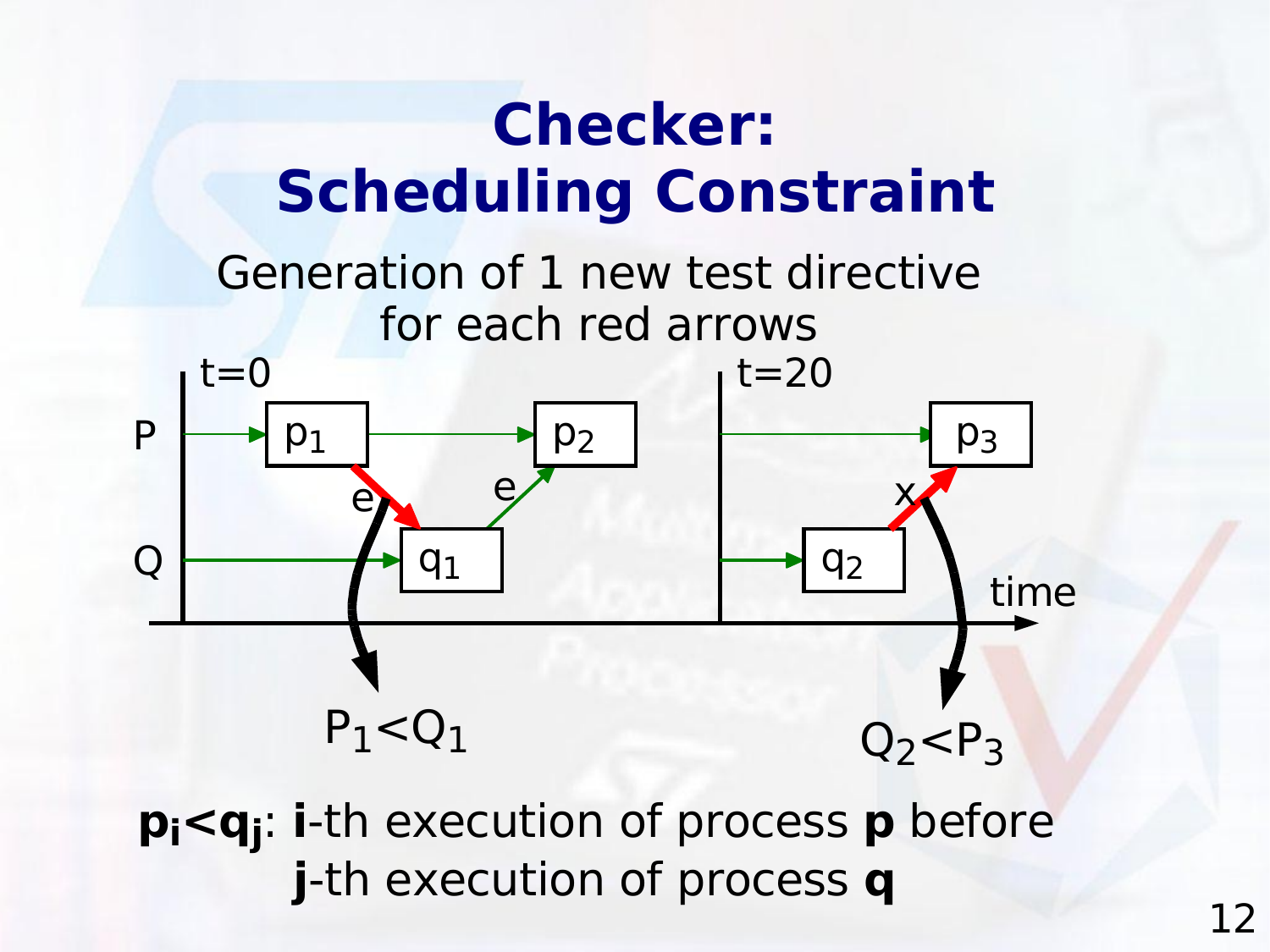# Checker: Scheduling Constraint

Generation of 1 new test directive for each red arrows

t=0 t=20

P $p_1$ $p_2$ $p_3$

Q $q_1$ $q_2$

e e x

time

$P_1<Q_1$

$Q_2<P_3$

$\mathbf{p_i<q_j}$: **i**-th execution of process **p** before **j**-th execution of process **q**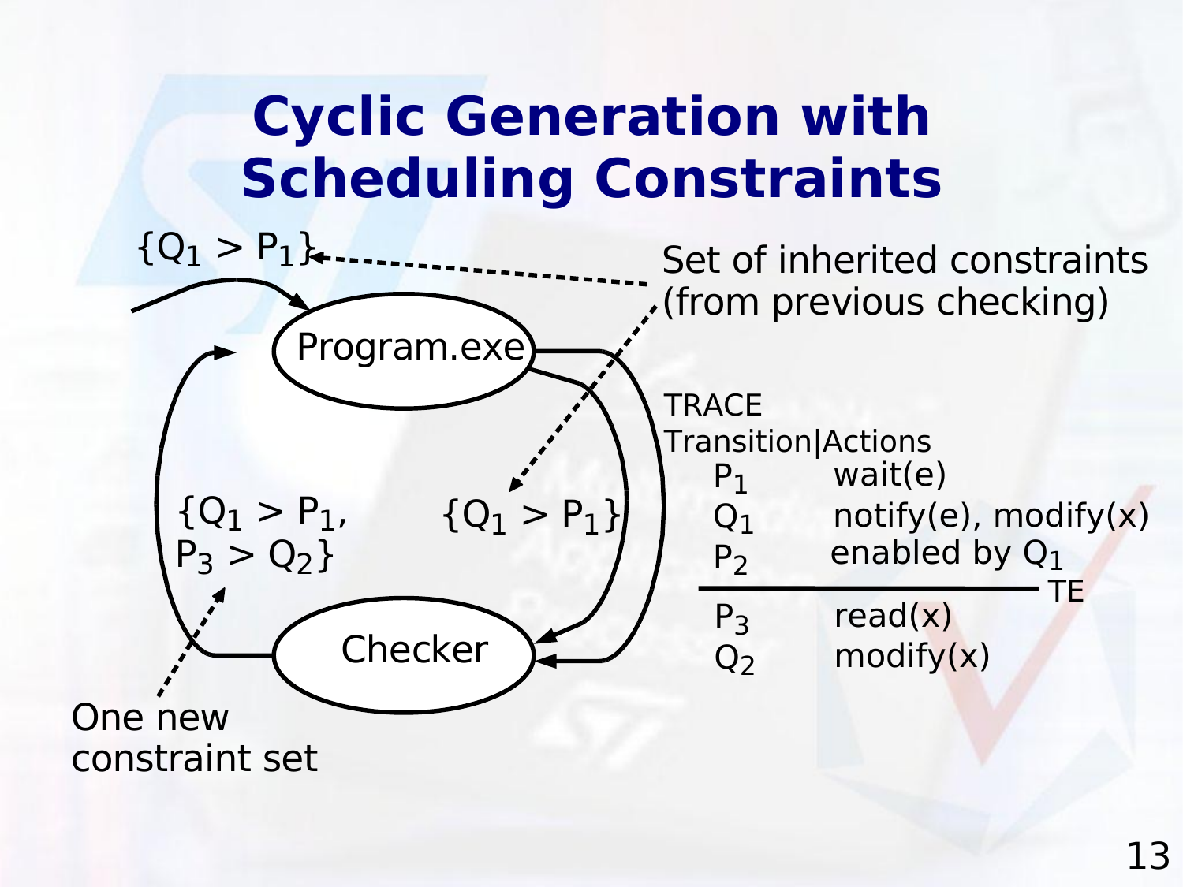# Cyclic Generation with Scheduling Constraints

$\{Q_1 > P_1\}$

Program.exe

$\{Q_1 > P_1, P_3 > Q_2\}$

$\{Q_1 > P_1\}$

Checker

One new constraint set

Set of inherited constraints (from previous checking)

TRACE

| Transition | Actions |
|---|---|
| $P_1$ | wait(e) |
| $Q_1$ | notify(e), modify(x) |
| $P_2$ | enabled by $Q_1$ |
| TE | |
| $P_3$ | read(x) |
| $Q_2$ | modify(x) |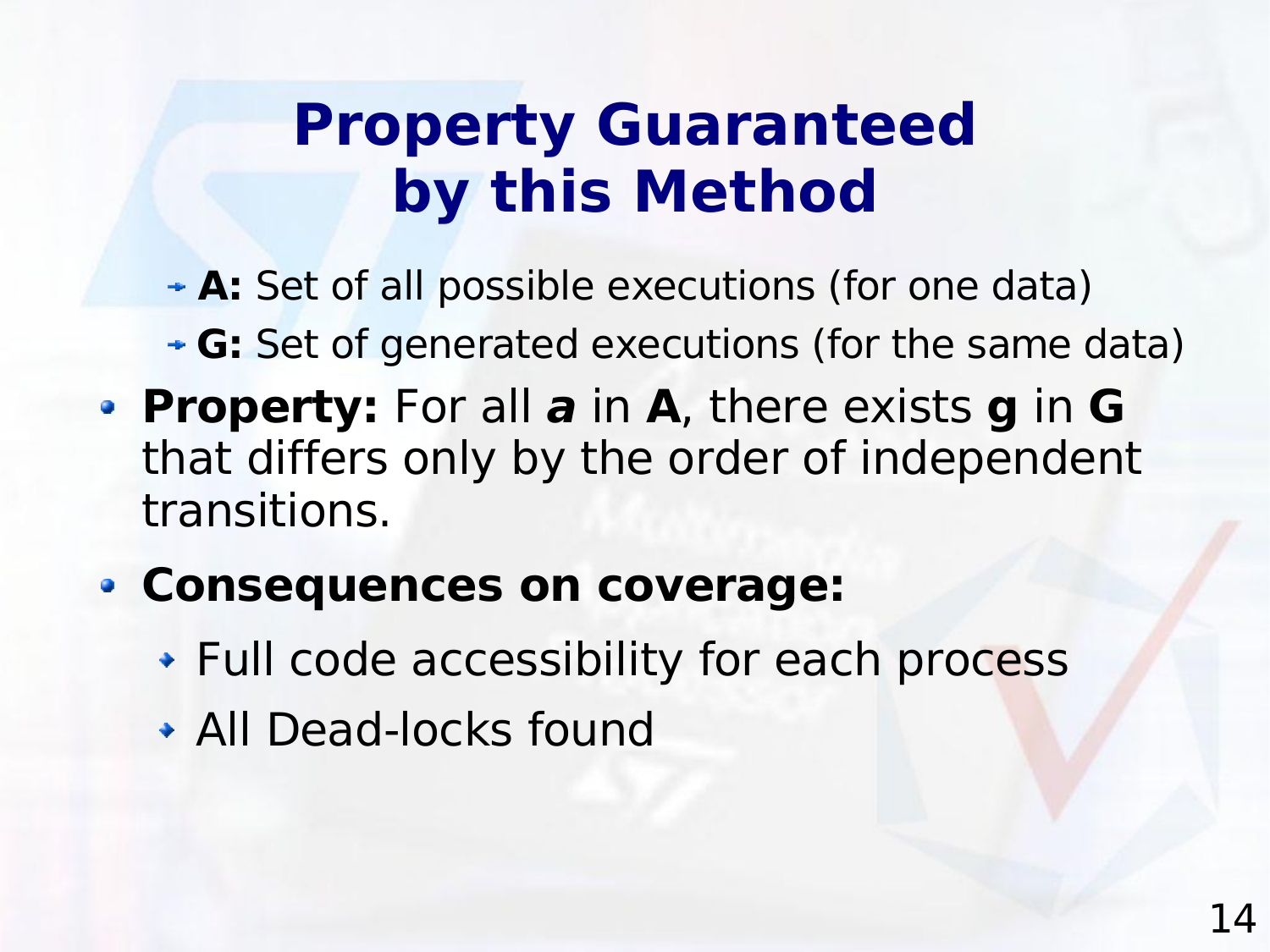# Property Guaranteed by this Method

- **A:** Set of all possible executions (for one data)
- **G:** Set of generated executions (for the same data)

- **Property:** For all ***a*** in **A**, there exists **g** in **G** that differs only by the order of independent transitions.
- **Consequences on coverage:**
  - Full code accessibility for each process
  - All Dead-locks found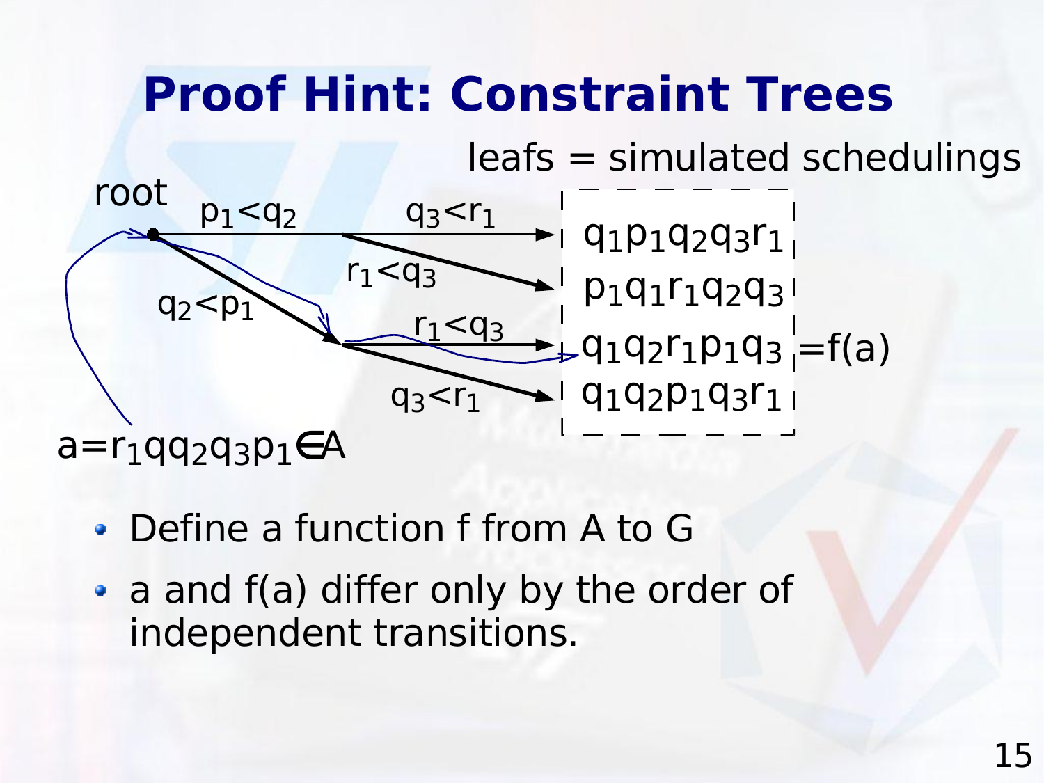# Proof Hint: Constraint Trees

leafs = simulated schedulings

root

$p_1 < q_2$ → $q_3 < r_1$ → $q_1 p_1 q_2 q_3 r_1$

$p_1 < q_2$ → $r_1 < q_3$ → $p_1 q_1 r_1 q_2 q_3$

$q_2 < p_1$ → $r_1 < q_3$ → $q_1 q_2 r_1 p_1 q_3 = f(a)$

$q_2 < p_1$ → $q_3 < r_1$ → $q_1 q_2 p_1 q_3 r_1$

$a = r_1 q q_2 q_3 p_1 \in A$

- Define a function f from A to G
- a and f(a) differ only by the order of independent transitions.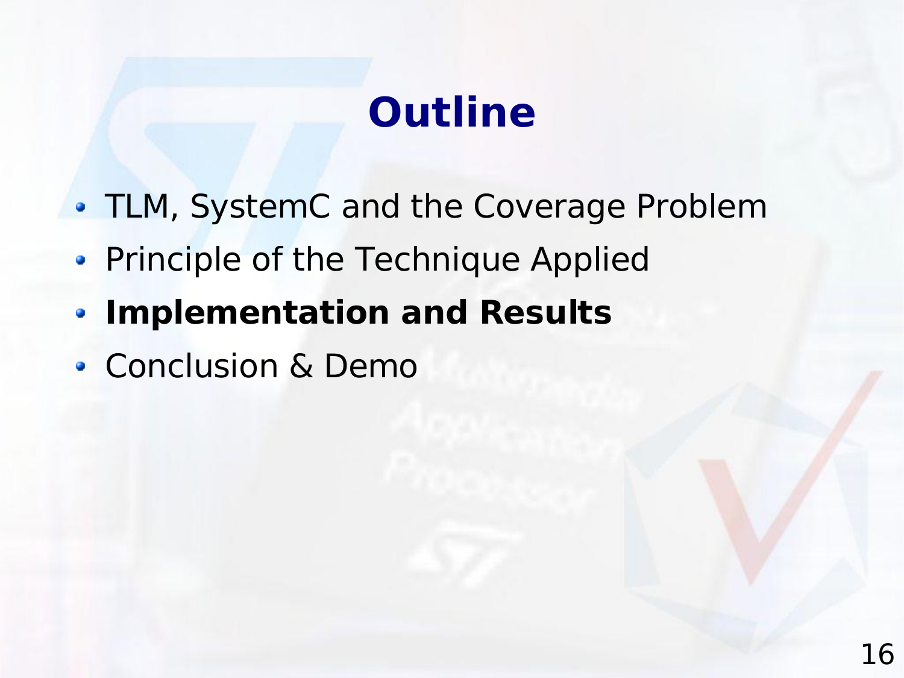# Outline

- TLM, SystemC and the Coverage Problem
- Principle of the Technique Applied
- **Implementation and Results**
- Conclusion & Demo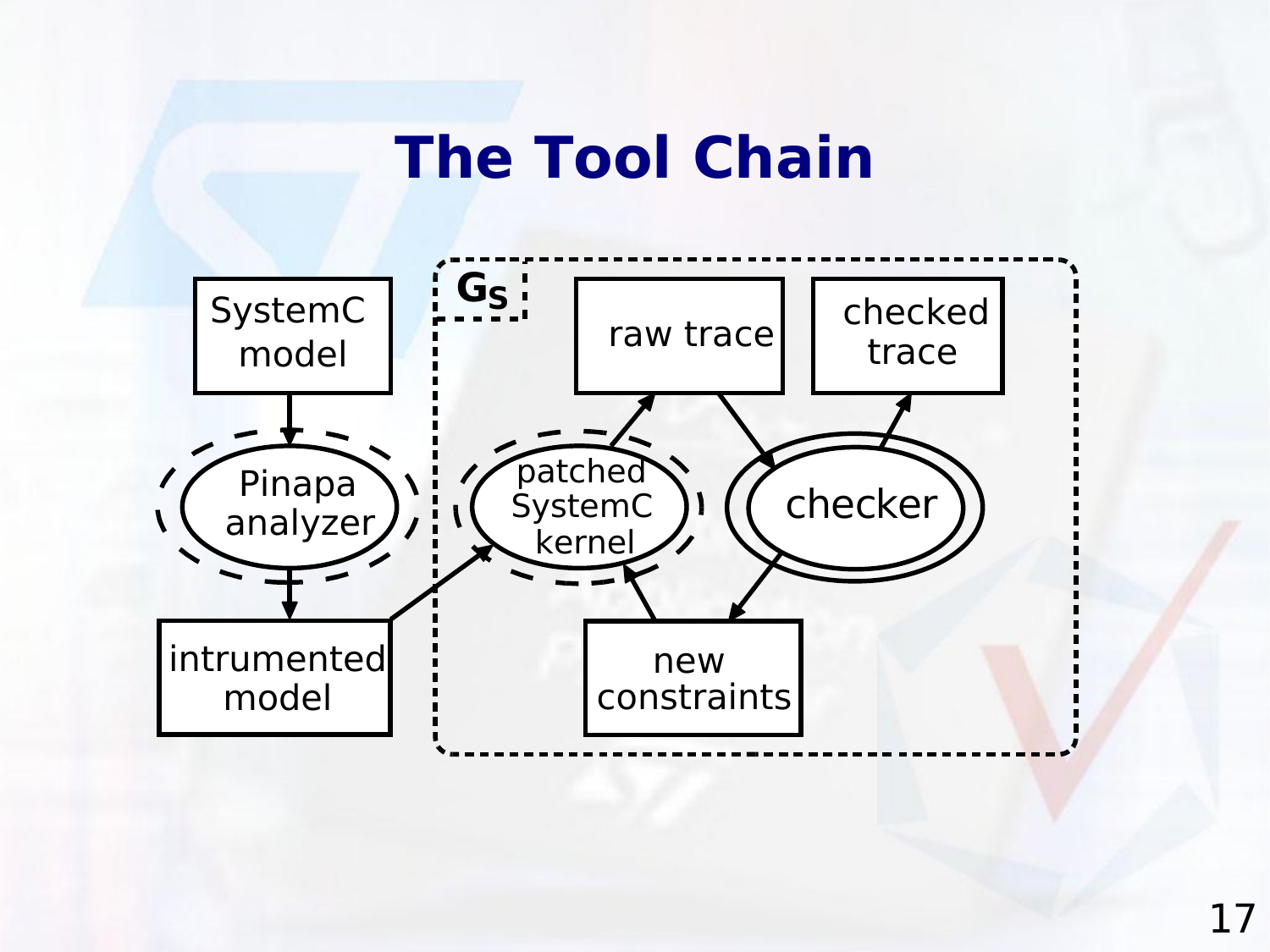# The Tool Chain

SystemC model

Pinapa analyzer

intrumented model

$G_S$

patched SystemC kernel

raw trace

checker

checked trace

new constraints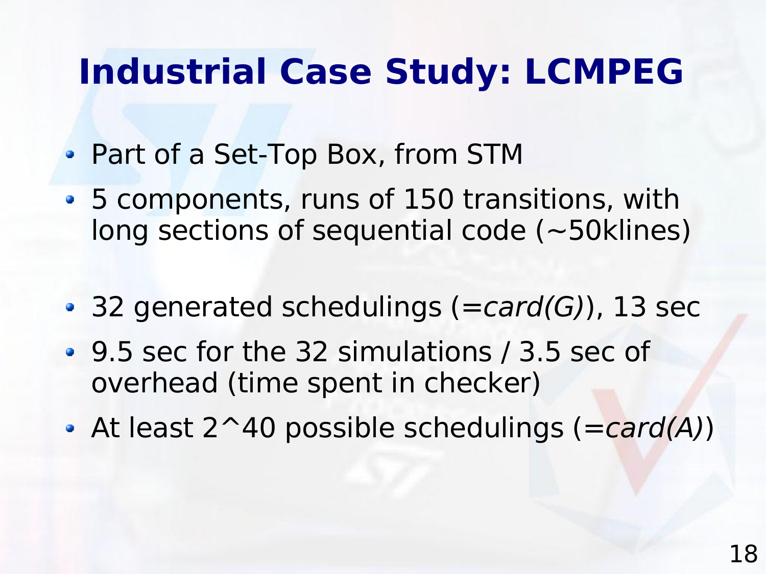# Industrial Case Study: LCMPEG

- Part of a Set-Top Box, from STM
- 5 components, runs of 150 transitions, with long sections of sequential code (~50klines)
- 32 generated schedulings (=*card(G)*), 13 sec
- 9.5 sec for the 32 simulations / 3.5 sec of overhead (time spent in checker)
- At least $2^{40}$ possible schedulings (=*card(A)*)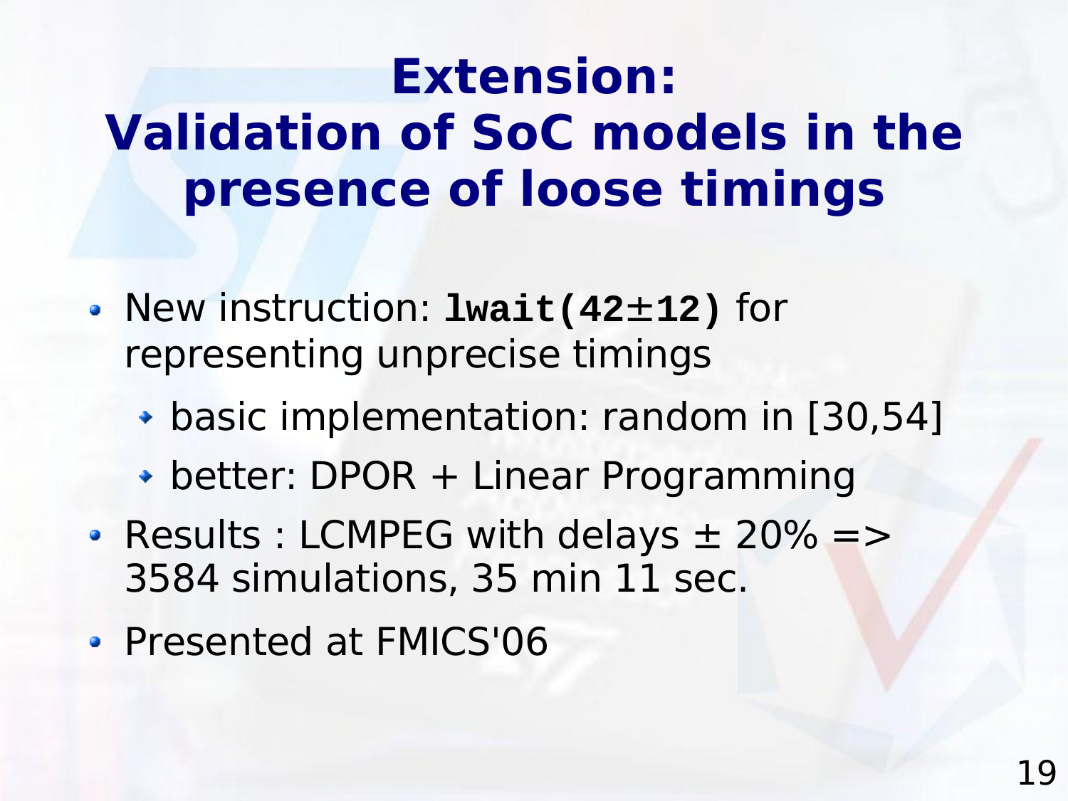# Extension: Validation of SoC models in the presence of loose timings

- New instruction: **`lwait(42±12)`** for representing unprecise timings
  - basic implementation: random in [30,54]
  - better: DPOR + Linear Programming
- Results : LCMPEG with delays ± 20% => 3584 simulations, 35 min 11 sec.
- Presented at FMICS'06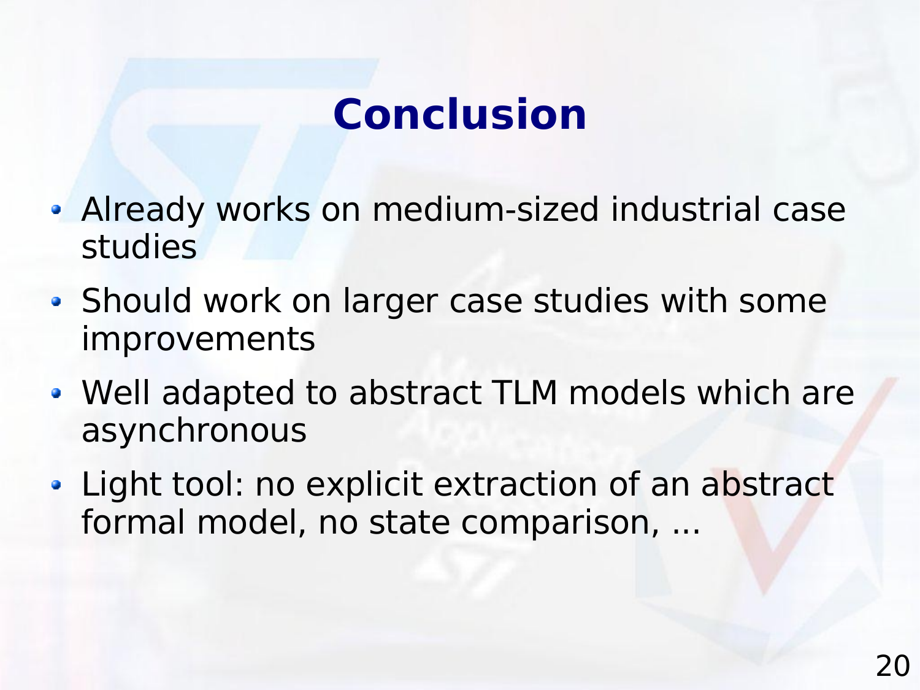# Conclusion

- Already works on medium-sized industrial case studies
- Should work on larger case studies with some improvements
- Well adapted to abstract TLM models which are asynchronous
- Light tool: no explicit extraction of an abstract formal model, no state comparison, ...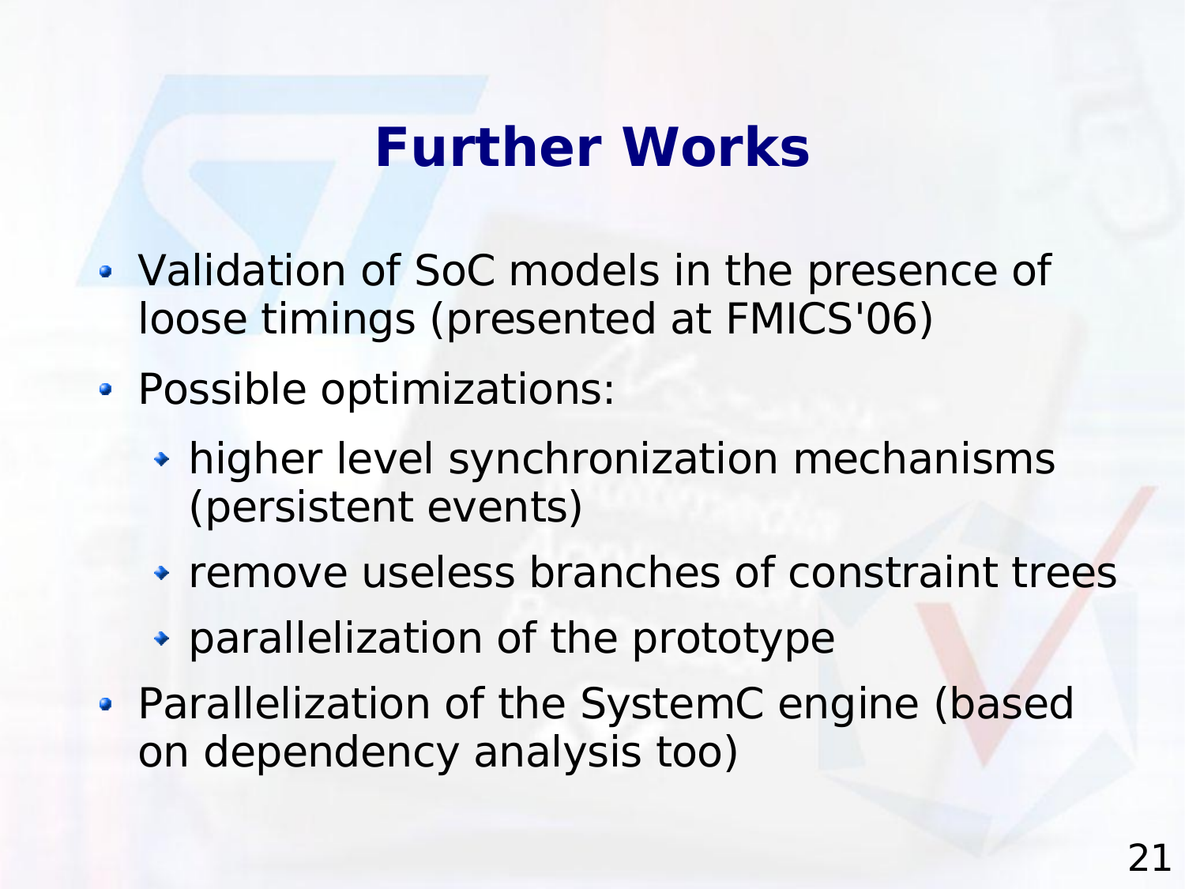# Further Works

- Validation of SoC models in the presence of loose timings (presented at FMICS'06)
- Possible optimizations:
  - higher level synchronization mechanisms (persistent events)
  - remove useless branches of constraint trees
  - parallelization of the prototype
- Parallelization of the SystemC engine (based on dependency analysis too)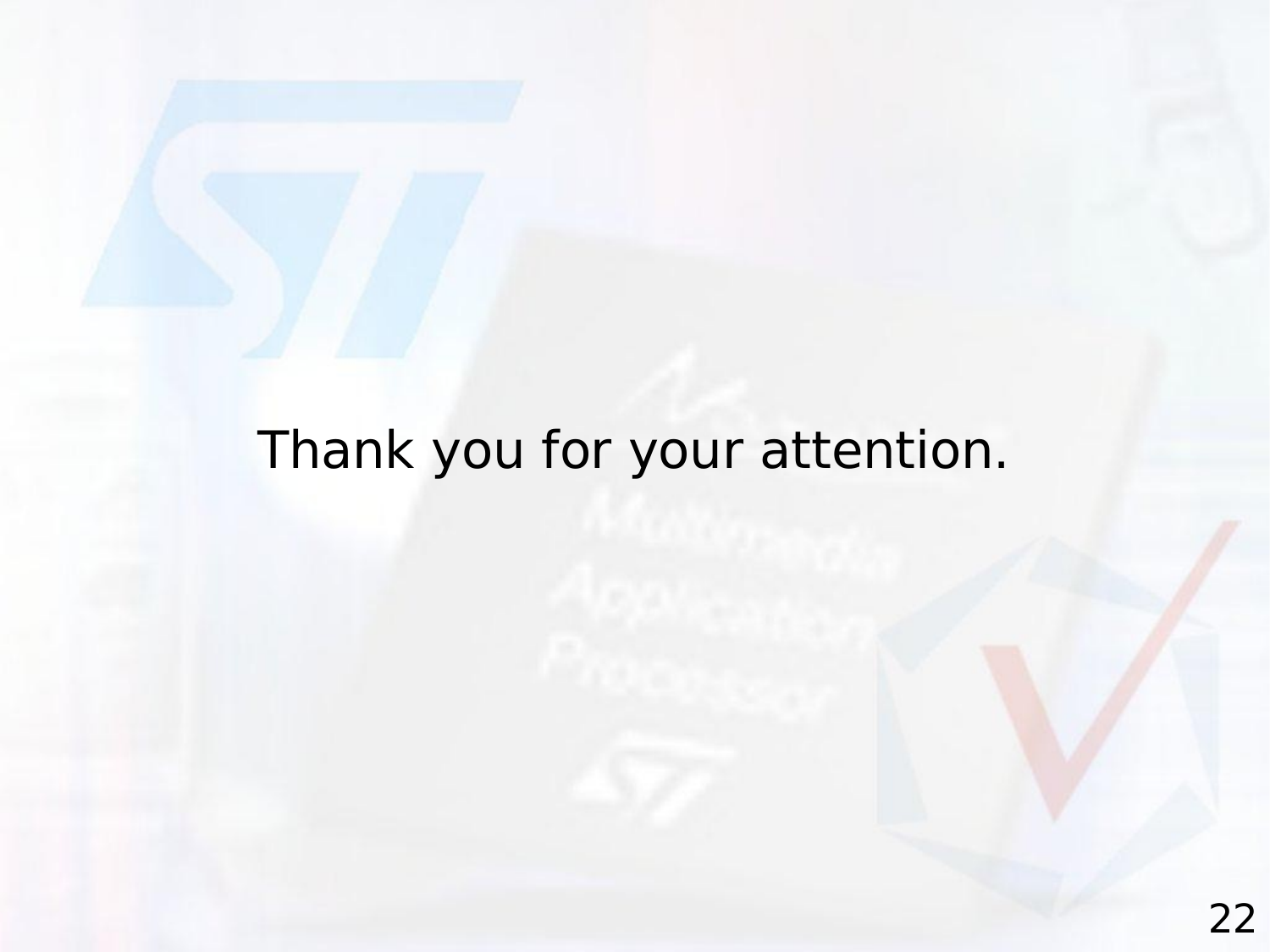Thank you for your attention.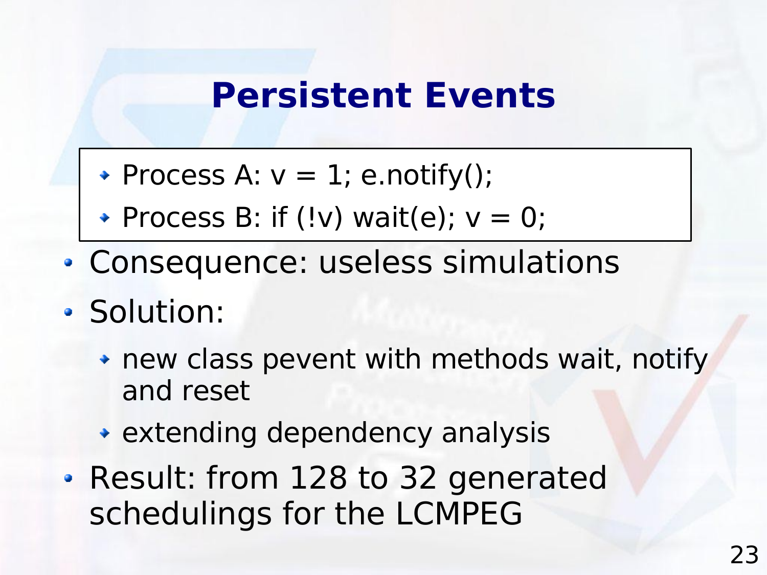# Persistent Events

- Process A: v = 1; e.notify();
- Process B: if (!v) wait(e); v = 0;

- Consequence: useless simulations
- Solution:
  - new class pevent with methods wait, notify and reset
  - extending dependency analysis
- Result: from 128 to 32 generated schedulings for the LCMPEG